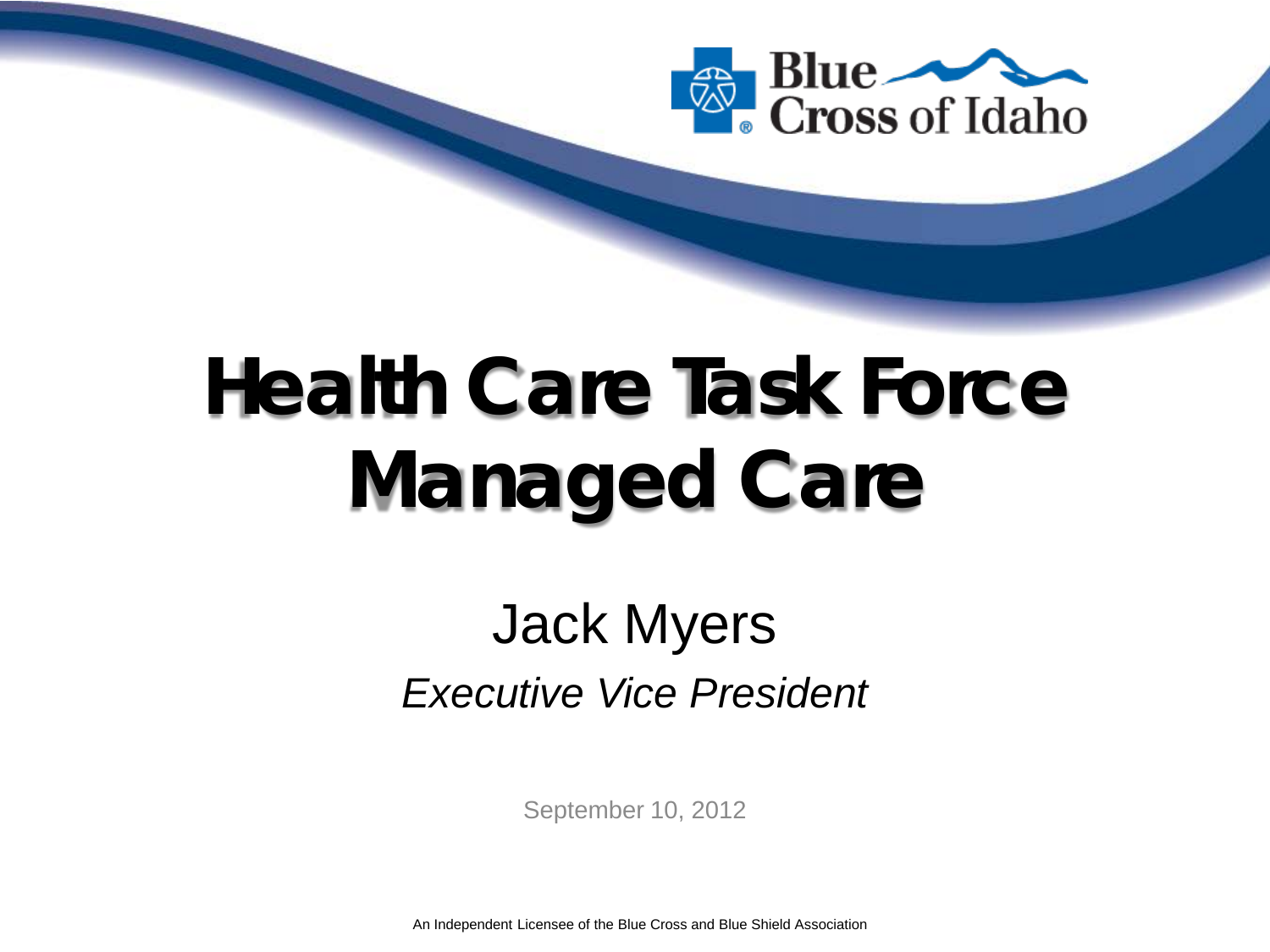# Health Care Task Force Managed Care

Jack Myers

*Executive Vice President*

September 10, 2012

An Independent Licensee of the Blue Cross and Blue Shield Association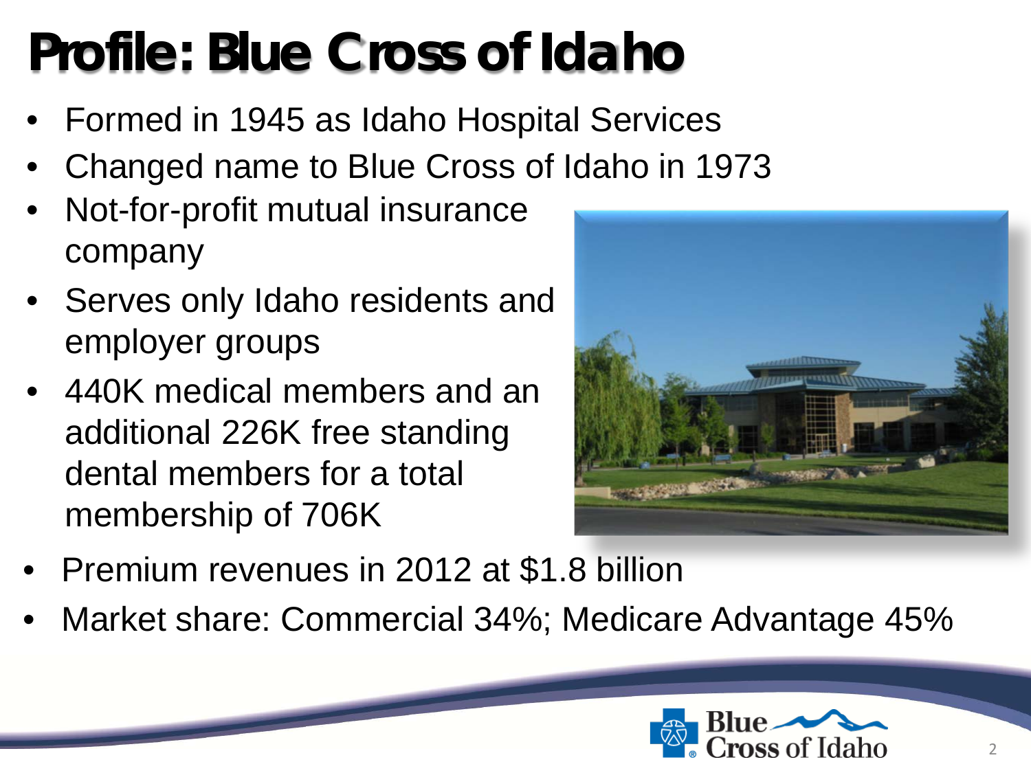# Profile: Blue Cross of Idaho

- Formed in 1945 as Idaho Hospital Services
- Changed name to Blue Cross of Idaho in 1973
- Not-for-profit mutual insurance company
- Serves only Idaho residents and employer groups
- 440K medical members and an additional 226K free standing dental members for a total membership of 706K
- Premium revenues in 2012 at $1.8 billion
- Market share: Commercial 34%; Medicare Advantage 45%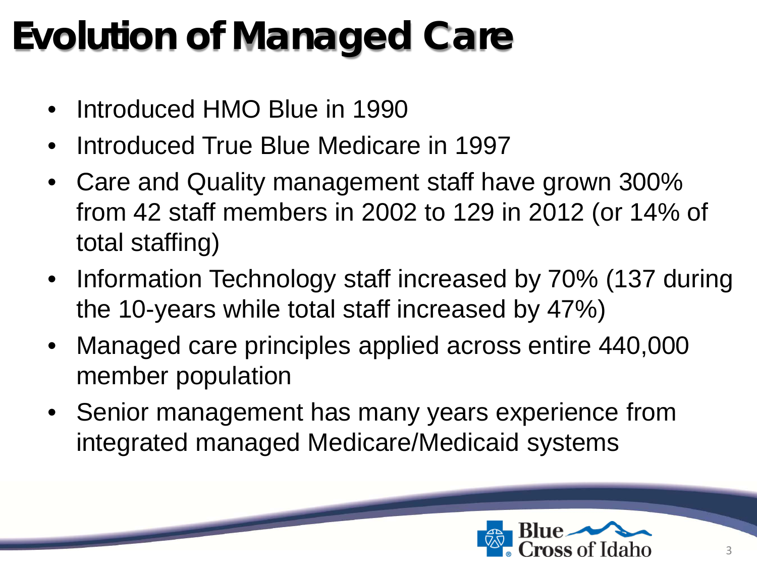# Evolution of Managed Care

- Introduced HMO Blue in 1990
- Introduced True Blue Medicare in 1997
- Care and Quality management staff have grown 300% from 42 staff members in 2002 to 129 in 2012 (or 14% of total staffing)
- Information Technology staff increased by 70% (137 during the 10-years while total staff increased by 47%)
- Managed care principles applied across entire 440,000 member population
- Senior management has many years experience from integrated managed Medicare/Medicaid systems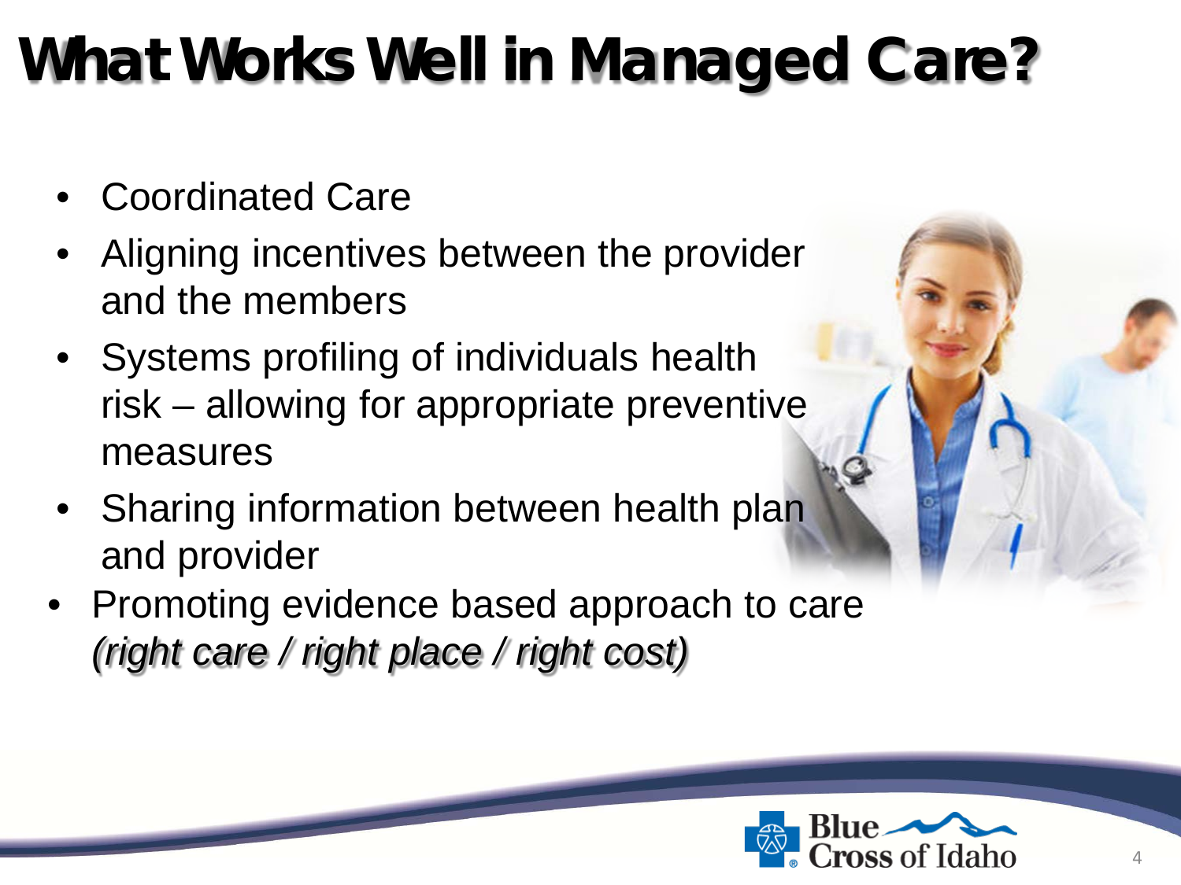# What Works Well in Managed Care?

- Coordinated Care
- Aligning incentives between the provider and the members
- Systems profiling of individuals health risk – allowing for appropriate preventive measures
- Sharing information between health plan and provider
- Promoting evidence based approach to care *(right care / right place / right cost)*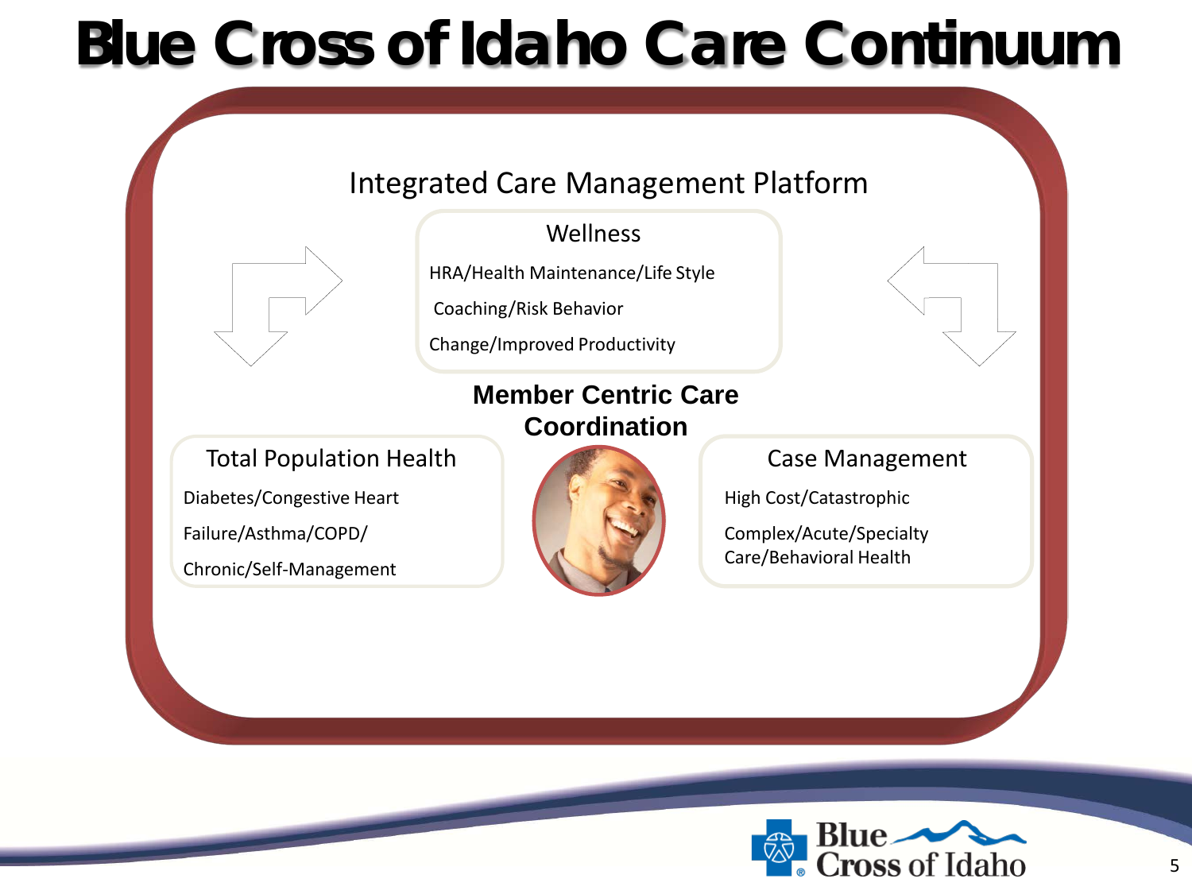# Blue Cross of Idaho Care Continuum

## Integrated Care Management Platform

### Wellness

HRA/Health Maintenance/Life Style

Coaching/Risk Behavior

Change/Improved Productivity

### Member Centric Care Coordination

### Total Population Health

Diabetes/Congestive Heart

Failure/Asthma/COPD/

Chronic/Self-Management

### Case Management

High Cost/Catastrophic

Complex/Acute/Specialty Care/Behavioral Health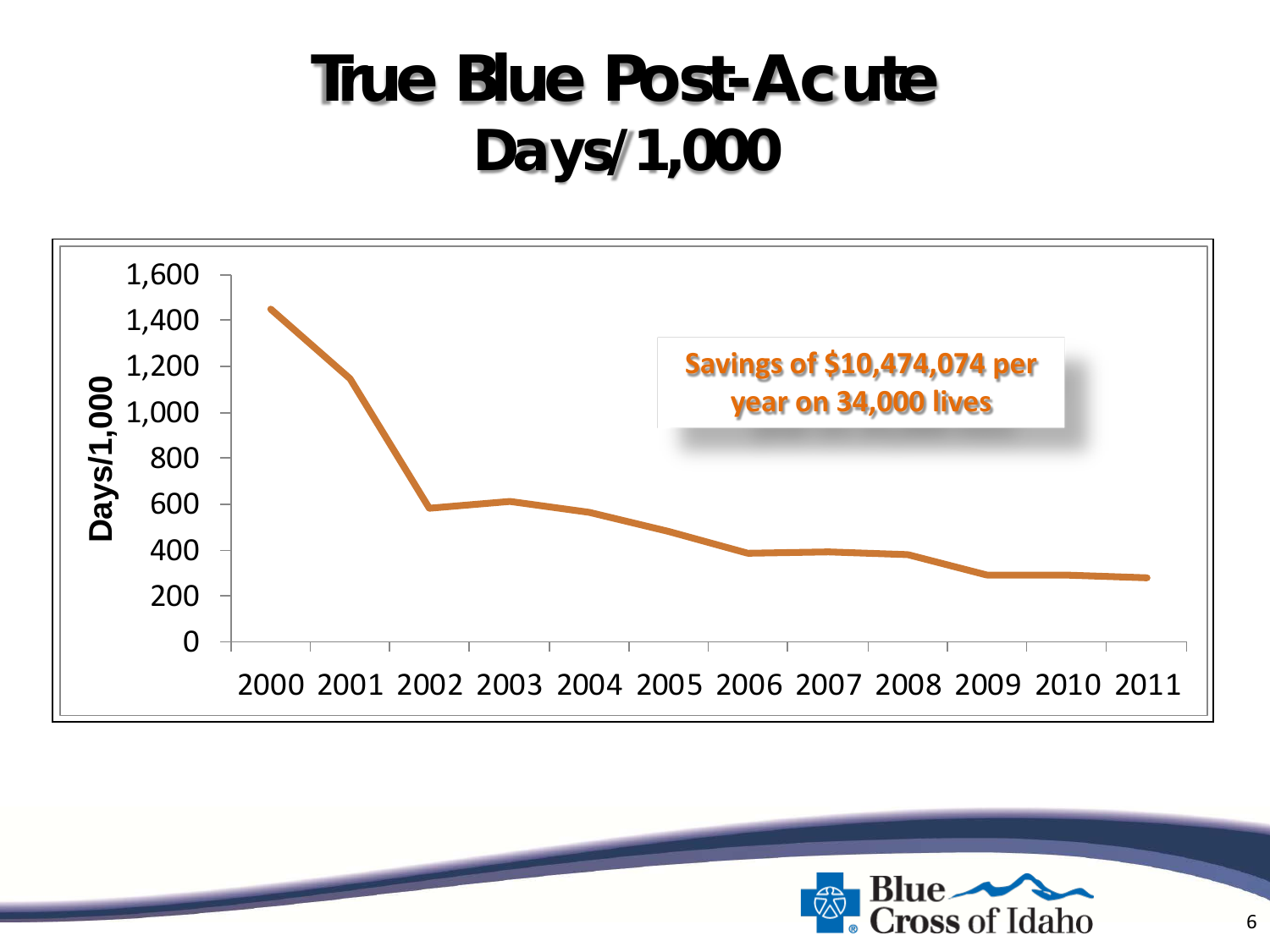# True Blue Post-Acute
## Days/1,000

Days/1,000

1,600
1,400
1,200
1,000
800
600
400
200
0

2000 2001 2002 2003 2004 2005 2006 2007 2008 2009 2010 2011

**Savings of $10,474,074 per year on 34,000 lives**

Blue Cross of Idaho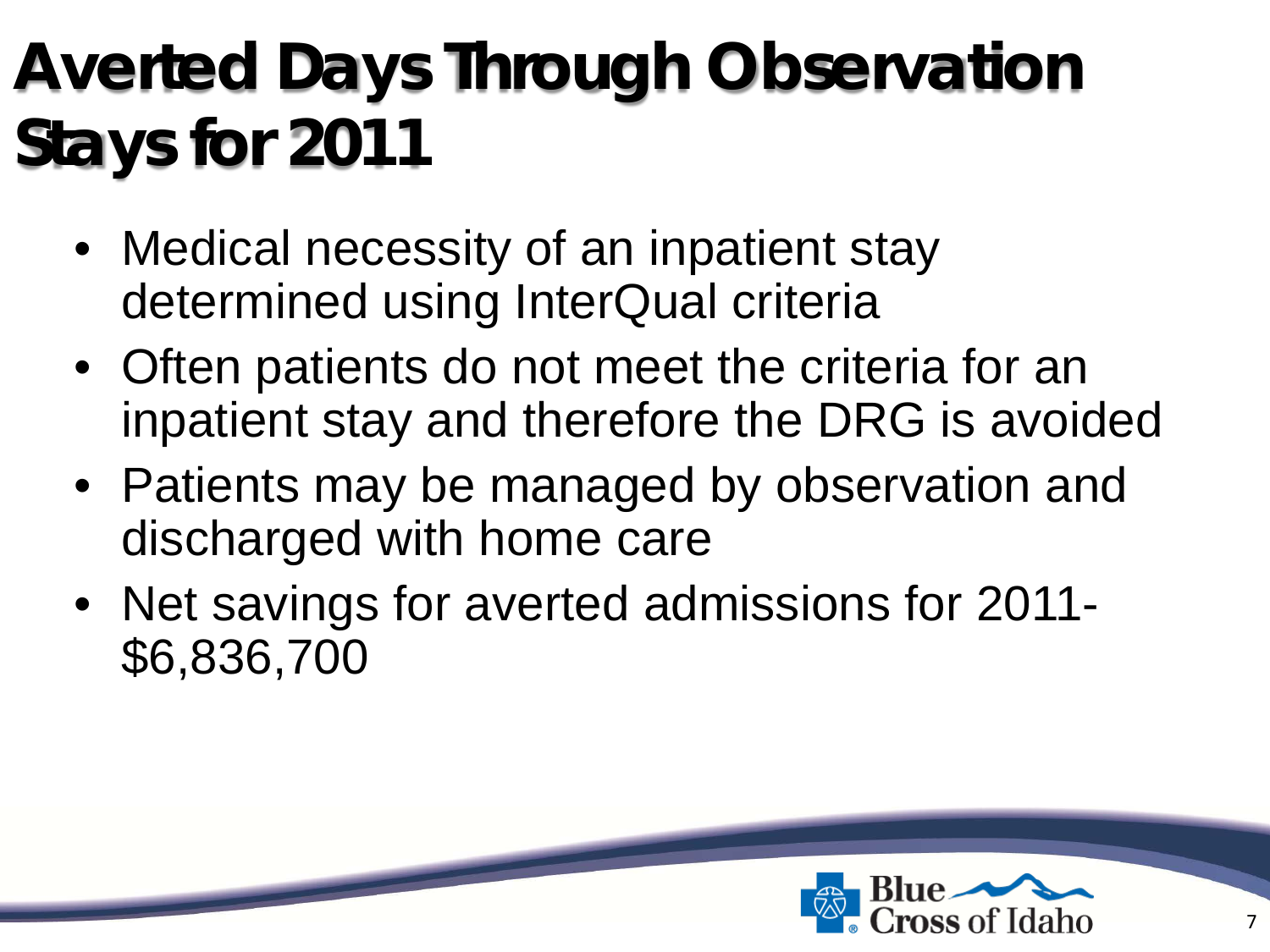# Averted Days Through Observation Stays for 2011

- Medical necessity of an inpatient stay determined using InterQual criteria
- Often patients do not meet the criteria for an inpatient stay and therefore the DRG is avoided
- Patients may be managed by observation and discharged with home care
- Net savings for averted admissions for 2011- $6,836,700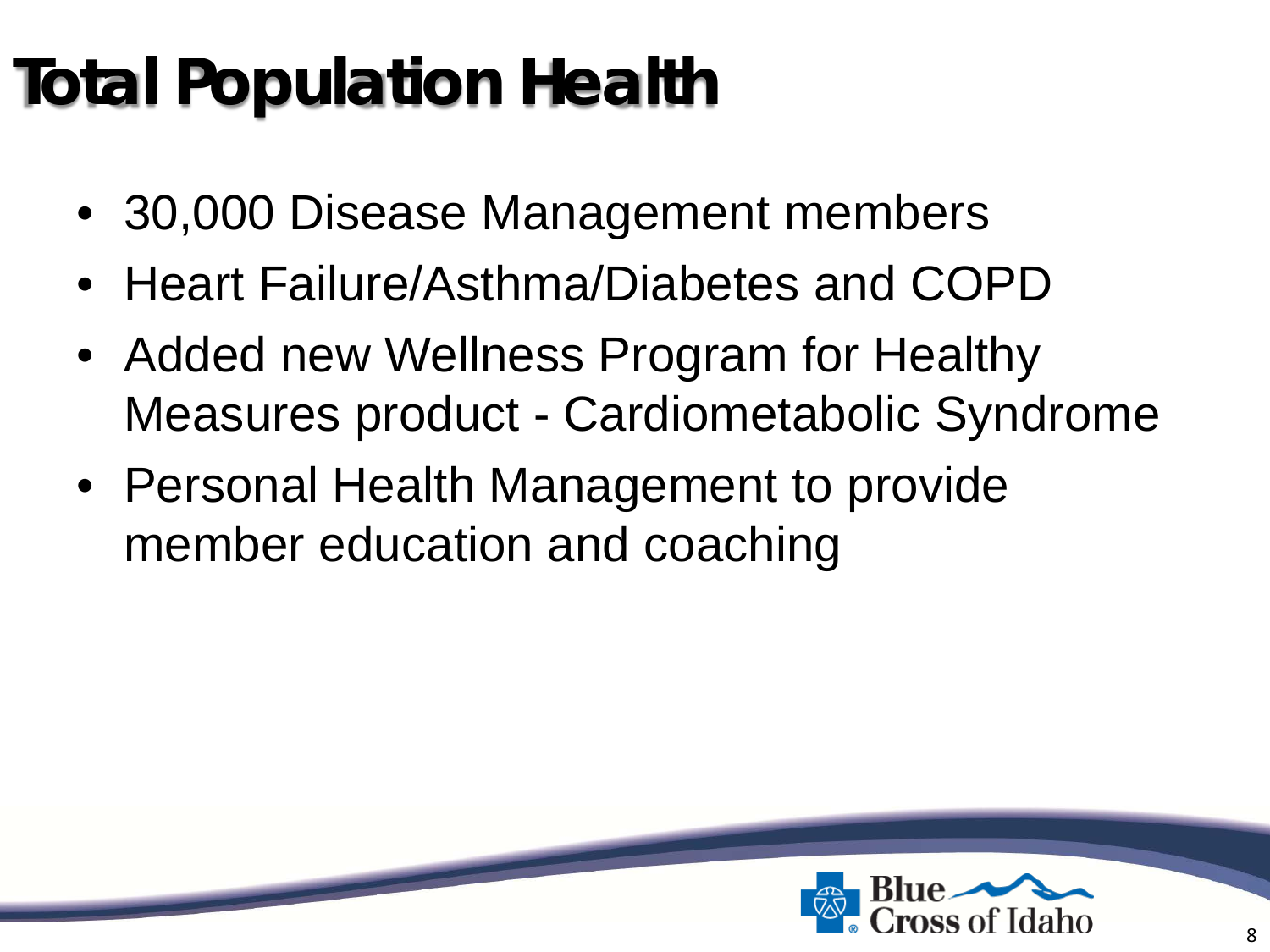# Total Population Health

- 30,000 Disease Management members
- Heart Failure/Asthma/Diabetes and COPD
- Added new Wellness Program for Healthy Measures product - Cardiometabolic Syndrome
- Personal Health Management to provide member education and coaching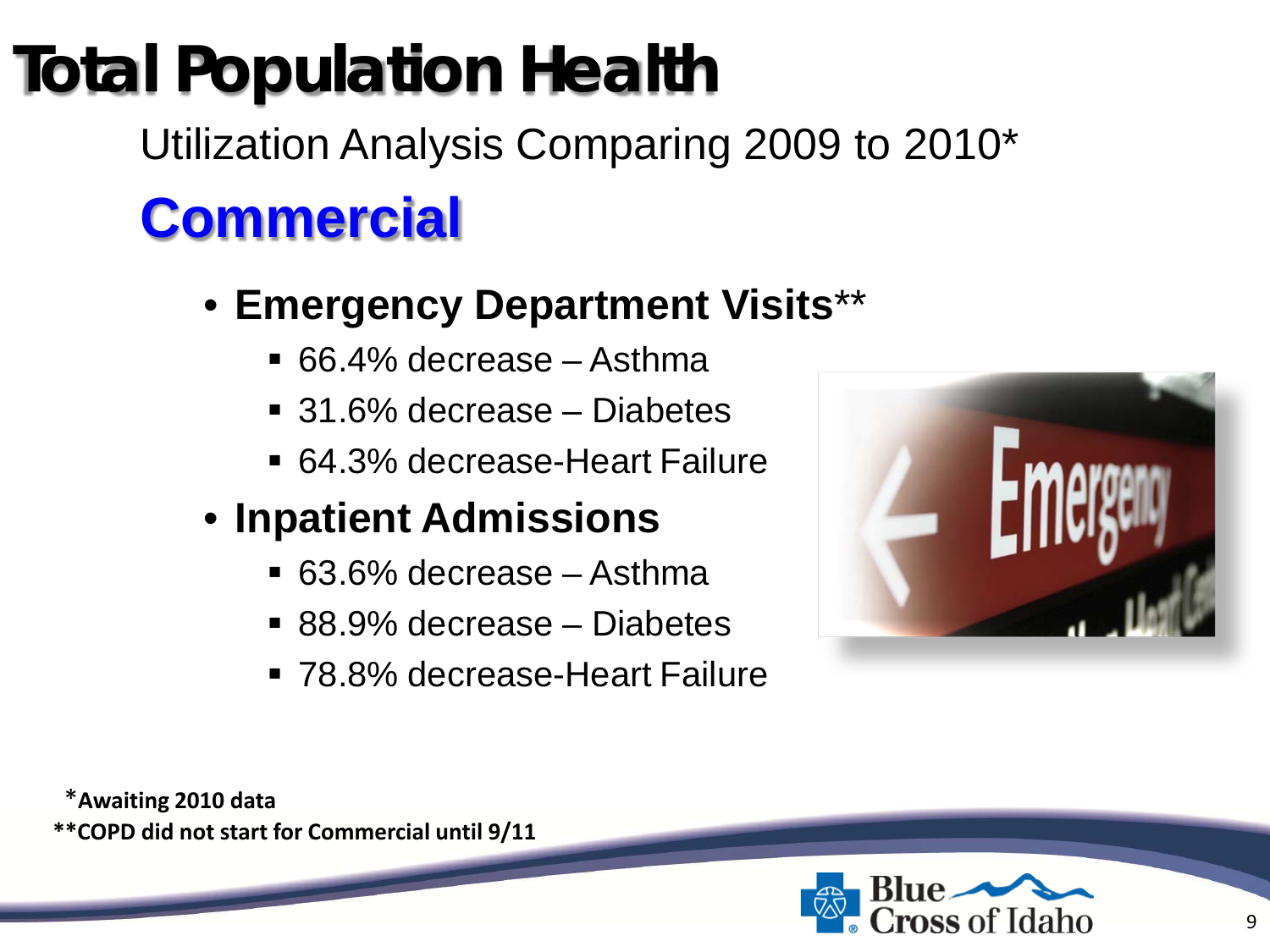# Total Population Health

Utilization Analysis Comparing 2009 to 2010*

## Commercial

- **Emergency Department Visits****
  - 66.4% decrease – Asthma
  - 31.6% decrease – Diabetes
  - 64.3% decrease-Heart Failure
- **Inpatient Admissions**
  - 63.6% decrease – Asthma
  - 88.9% decrease – Diabetes
  - 78.8% decrease-Heart Failure

***Awaiting 2010 data**

****COPD did not start for Commercial until 9/11**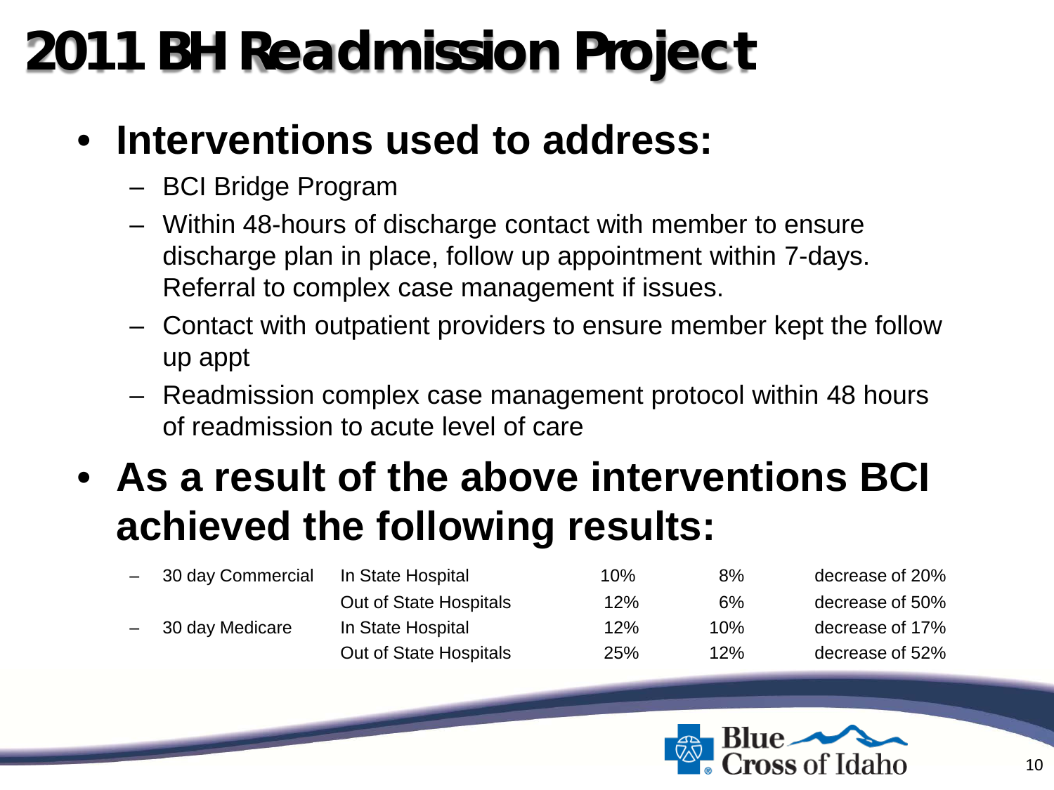# 2011 BH Readmission Project

- **Interventions used to address:**
  - BCI Bridge Program
  - Within 48-hours of discharge contact with member to ensure discharge plan in place, follow up appointment within 7-days. Referral to complex case management if issues.
  - Contact with outpatient providers to ensure member kept the follow up appt
  - Readmission complex case management protocol within 48 hours of readmission to acute level of care
- **As a result of the above interventions BCI achieved the following results:**

| | | | | |
|---|---|---|---|---|
| – 30 day Commercial | In State Hospital | 10% | 8% | decrease of 20% |
| | Out of State Hospitals | 12% | 6% | decrease of 50% |
| – 30 day Medicare | In State Hospital | 12% | 10% | decrease of 17% |
| | Out of State Hospitals | 25% | 12% | decrease of 52% |

Blue Cross of Idaho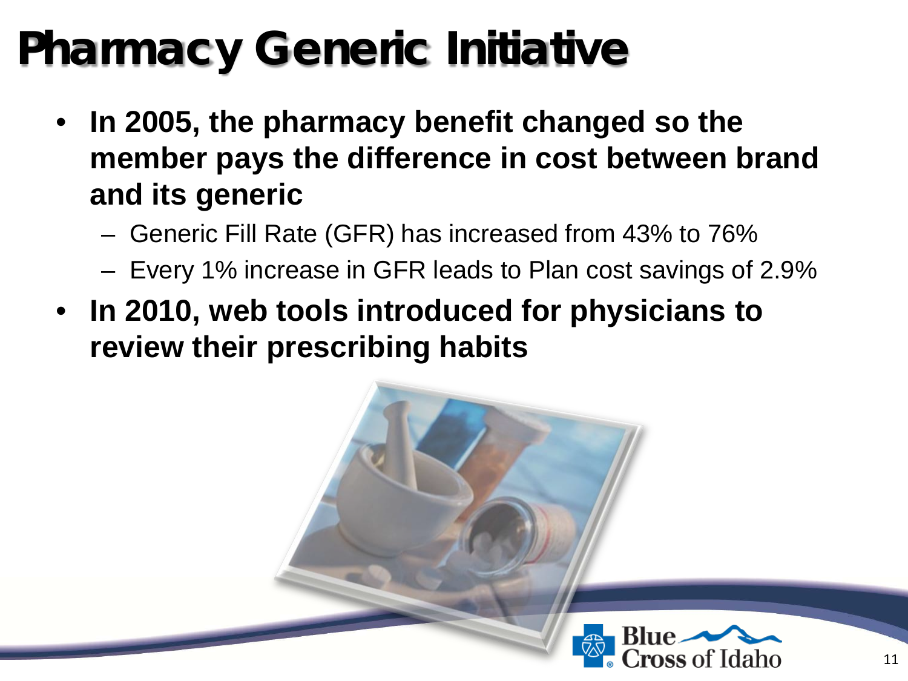# Pharmacy Generic Initiative

- **In 2005, the pharmacy benefit changed so the member pays the difference in cost between brand and its generic**
  - Generic Fill Rate (GFR) has increased from 43% to 76%
  - Every 1% increase in GFR leads to Plan cost savings of 2.9%
- **In 2010, web tools introduced for physicians to review their prescribing habits**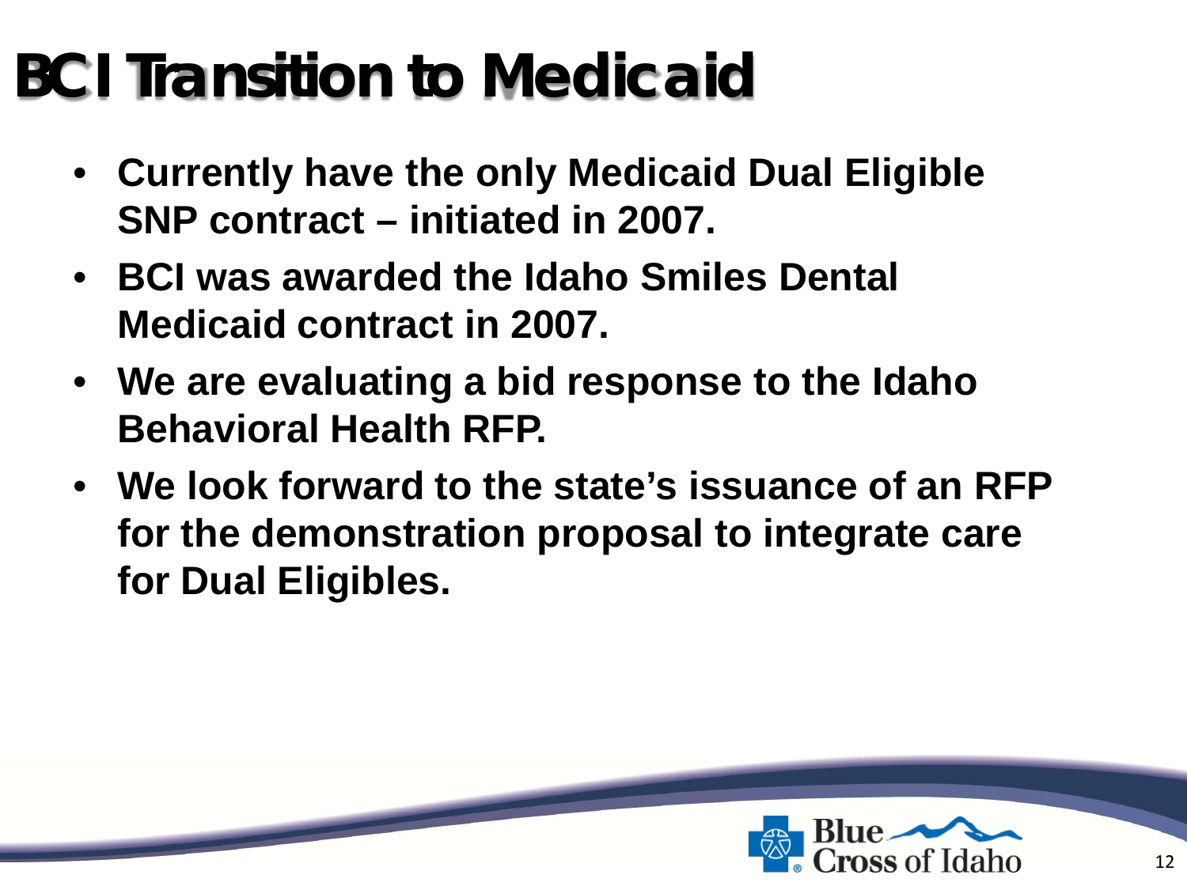# BCI Transition to Medicaid

- **Currently have the only Medicaid Dual Eligible SNP contract – initiated in 2007.**
- **BCI was awarded the Idaho Smiles Dental Medicaid contract in 2007.**
- **We are evaluating a bid response to the Idaho Behavioral Health RFP.**
- **We look forward to the state's issuance of an RFP for the demonstration proposal to integrate care for Dual Eligibles.**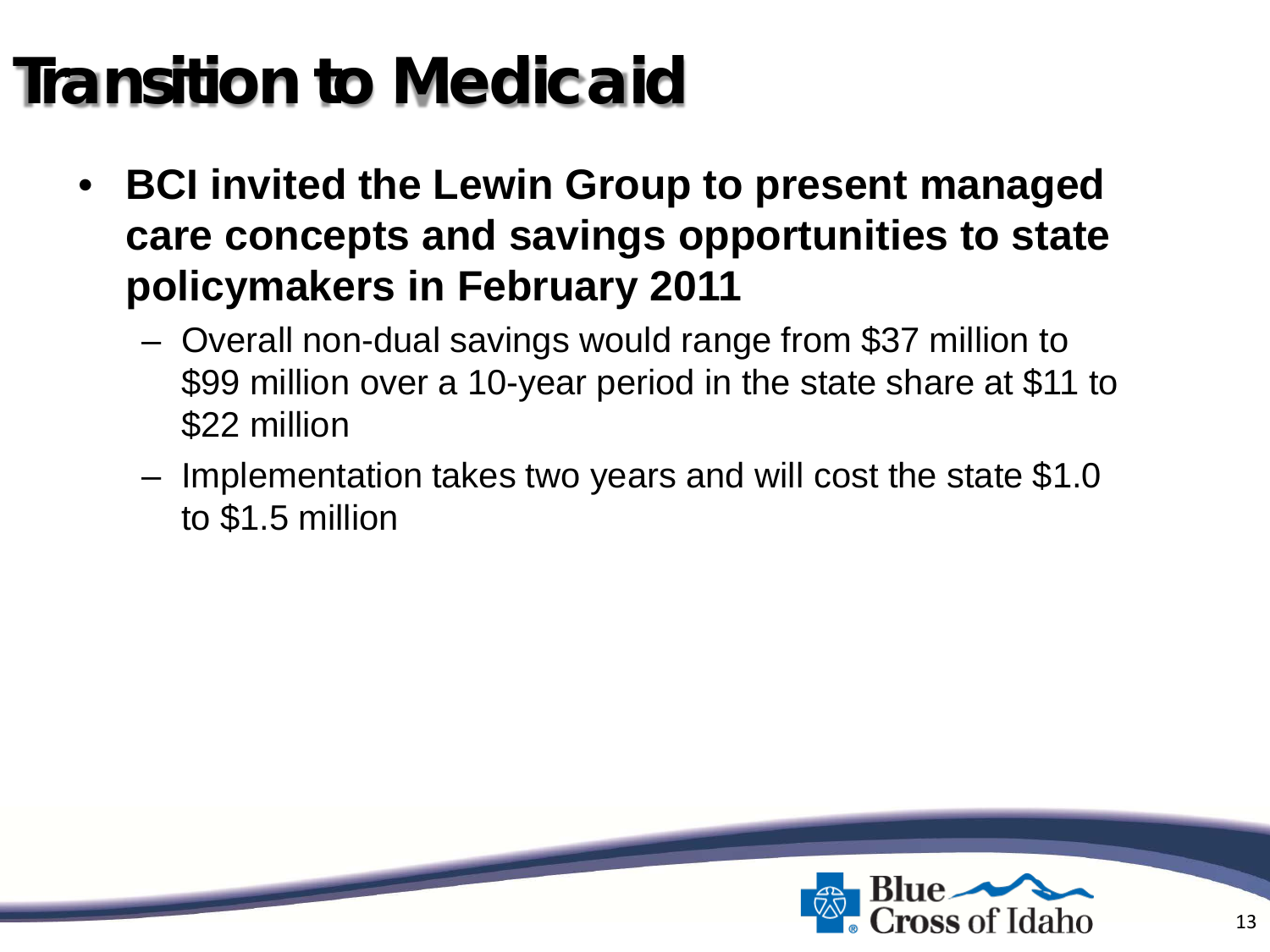# Transition to Medicaid

- **BCI invited the Lewin Group to present managed care concepts and savings opportunities to state policymakers in February 2011**
  - Overall non-dual savings would range from $37 million to $99 million over a 10-year period in the state share at $11 to $22 million
  - Implementation takes two years and will cost the state $1.0 to $1.5 million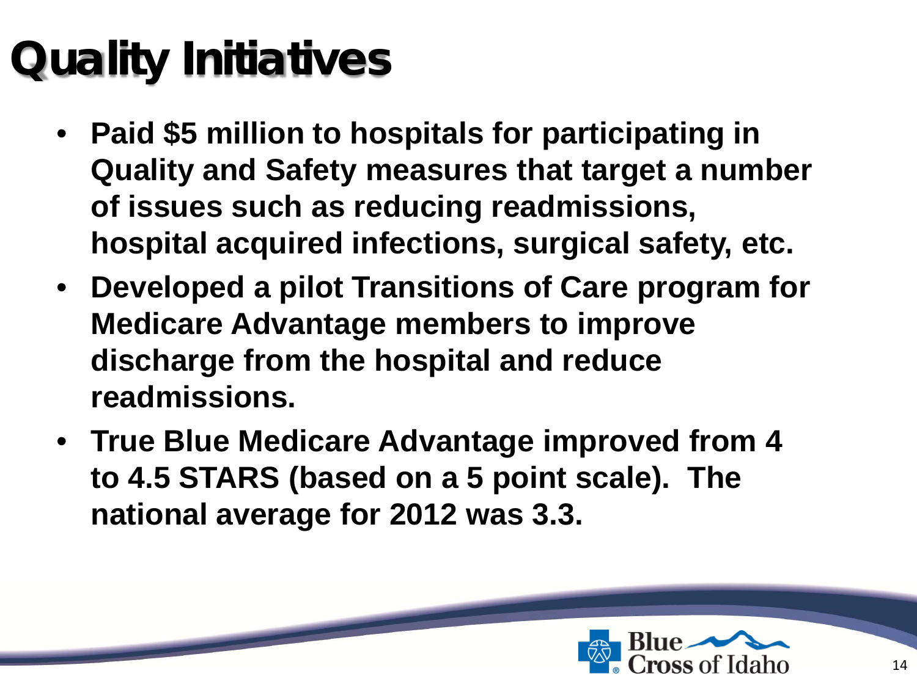# Quality Initiatives

- **Paid $5 million to hospitals for participating in Quality and Safety measures that target a number of issues such as reducing readmissions, hospital acquired infections, surgical safety, etc.**
- **Developed a pilot Transitions of Care program for Medicare Advantage members to improve discharge from the hospital and reduce readmissions.**
- **True Blue Medicare Advantage improved from 4 to 4.5 STARS (based on a 5 point scale). The national average for 2012 was 3.3.**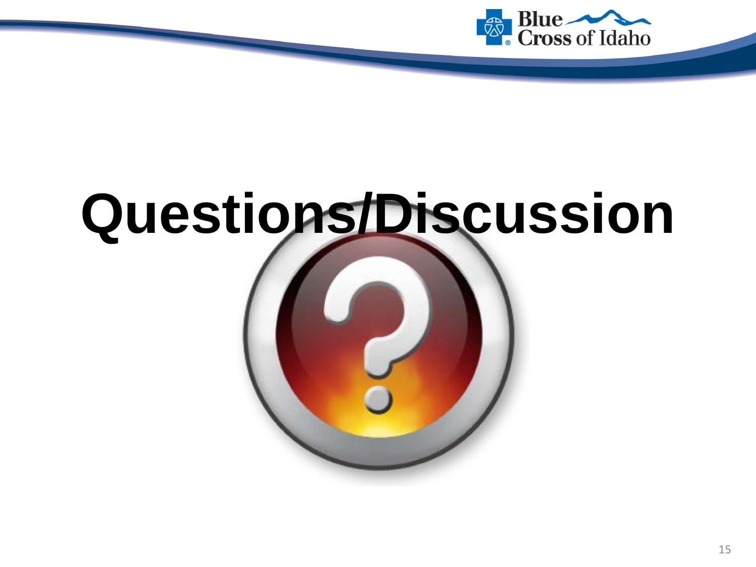# Questions/Discussion